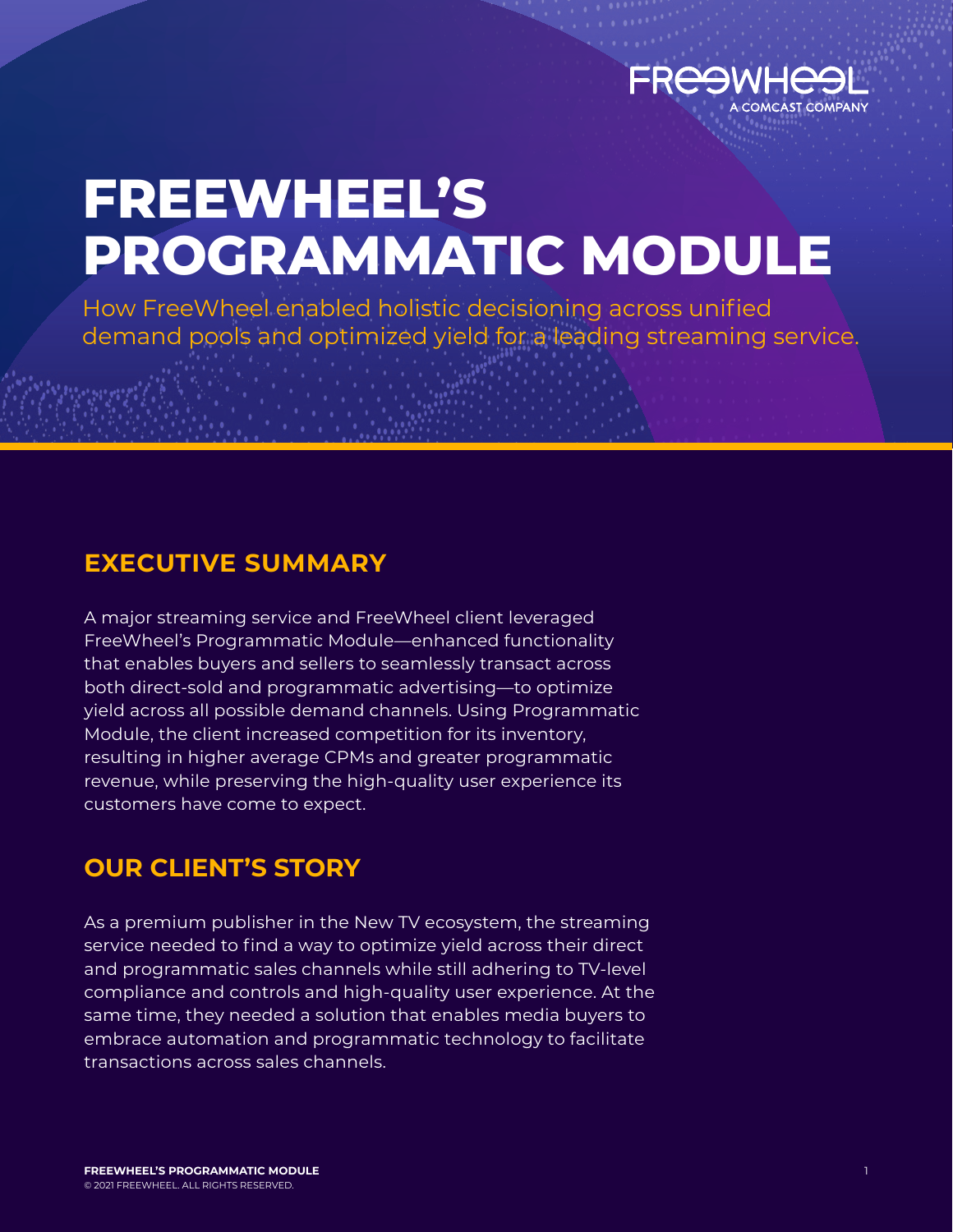# FREEWHEEL'S PROGRAMMATIC MODULE

How FreeWheel enabled holistic decisioning across unified demand pools and optimized yield for a leading streaming service.

## EXECUTIVE SUMMARY

A major streaming service and FreeWheel client leveraged FreeWheel's Programmatic Module—enhanced functionality that enables buyers and sellers to seamlessly transact across both direct-sold and programmatic advertising—to optimize yield across all possible demand channels. Using Programmatic Module, the client increased competition for its inventory, resulting in higher average CPMs and greater programmatic revenue, while preserving the high-quality user experience its customers have come to expect.

## OUR CLIENT'S STORY

As a premium publisher in the New TV ecosystem, the streaming service needed to find a way to optimize yield across their direct and programmatic sales channels while still adhering to TV-level compliance and controls and high-quality user experience. At the same time, they needed a solution that enables media buyers to embrace automation and programmatic technology to facilitate transactions across sales channels.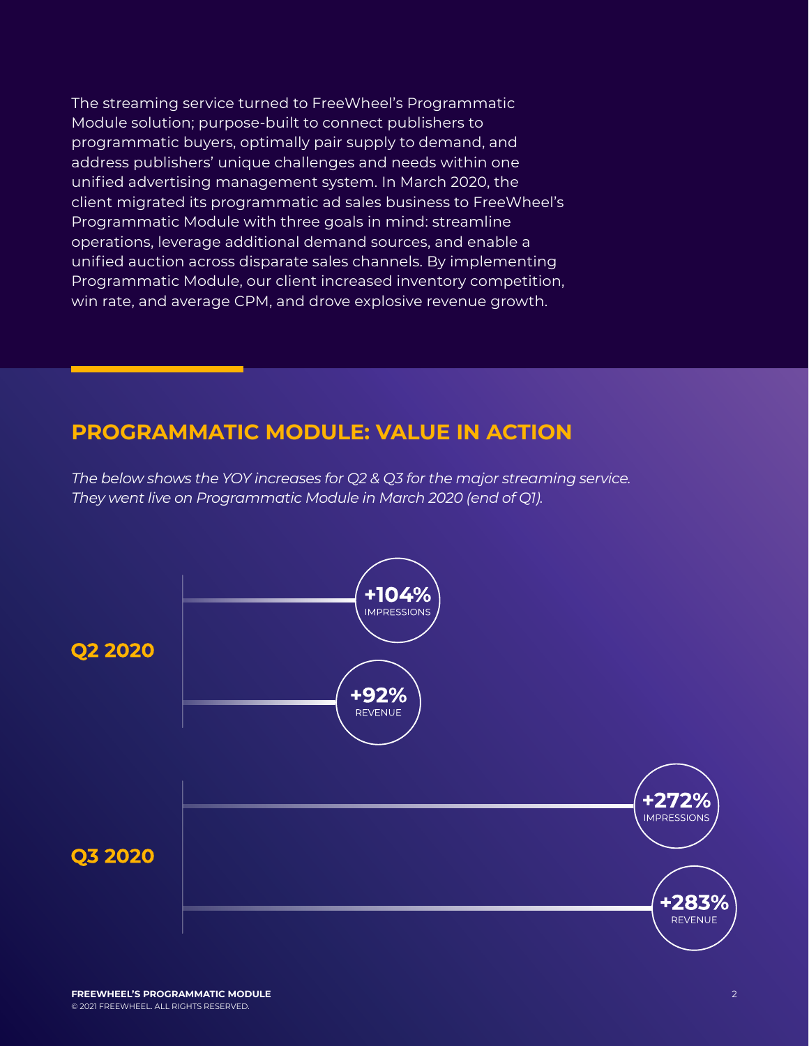The streaming service turned to FreeWheel's Programmatic Module solution; purpose-built to connect publishers to programmatic buyers, optimally pair supply to demand, and address publishers' unique challenges and needs within one unified advertising management system. In March 2020, the client migrated its programmatic ad sales business to FreeWheel's Programmatic Module with three goals in mind: streamline operations, leverage additional demand sources, and enable a unified auction across disparate sales channels. By implementing Programmatic Module, our client increased inventory competition, win rate, and average CPM, and drove explosive revenue growth.

## PROGRAMMATIC MODULE: VALUE IN ACTION

*The below shows the YOY increases for Q2 & Q3 for the major streaming service. They went live on Programmatic Module in March 2020 (end of Q1).*

**Q2 2020**

- **+104%** IMPRESSIONS
- **+92%** REVENUE

**Q3 2020**

- **+272%** IMPRESSIONS
- **+283%** REVENUE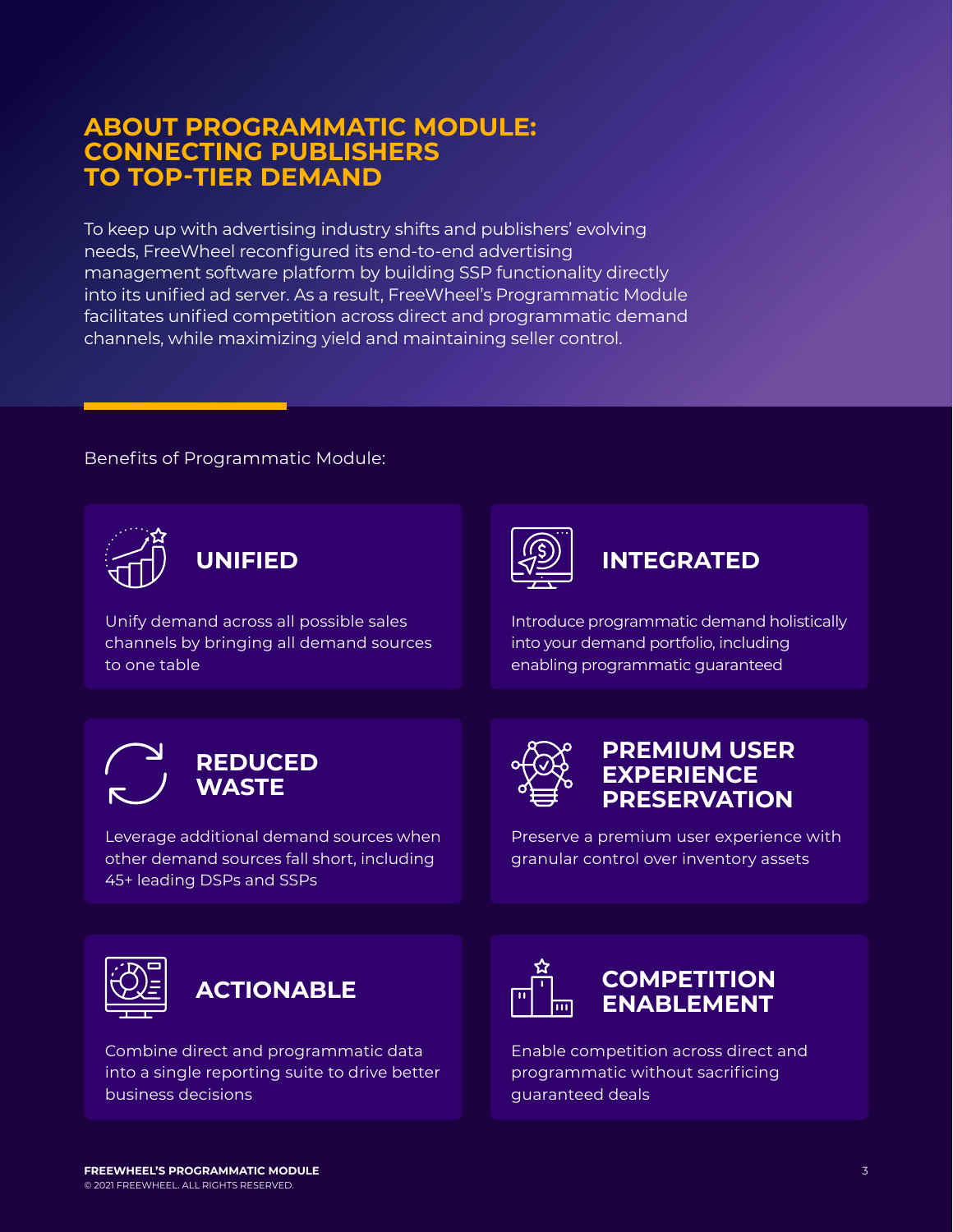# ABOUT PROGRAMMATIC MODULE: CONNECTING PUBLISHERS TO TOP-TIER DEMAND

To keep up with advertising industry shifts and publishers' evolving needs, FreeWheel reconfigured its end-to-end advertising management software platform by building SSP functionality directly into its unified ad server. As a result, FreeWheel's Programmatic Module facilitates unified competition across direct and programmatic demand channels, while maximizing yield and maintaining seller control.

Benefits of Programmatic Module:

## UNIFIED

Unify demand across all possible sales channels by bringing all demand sources to one table

## INTEGRATED

Introduce programmatic demand holistically into your demand portfolio, including enabling programmatic guaranteed

## REDUCED WASTE

Leverage additional demand sources when other demand sources fall short, including 45+ leading DSPs and SSPs

## PREMIUM USER EXPERIENCE PRESERVATION

Preserve a premium user experience with granular control over inventory assets

## ACTIONABLE

Combine direct and programmatic data into a single reporting suite to drive better business decisions

## COMPETITION ENABLEMENT

Enable competition across direct and programmatic without sacrificing guaranteed deals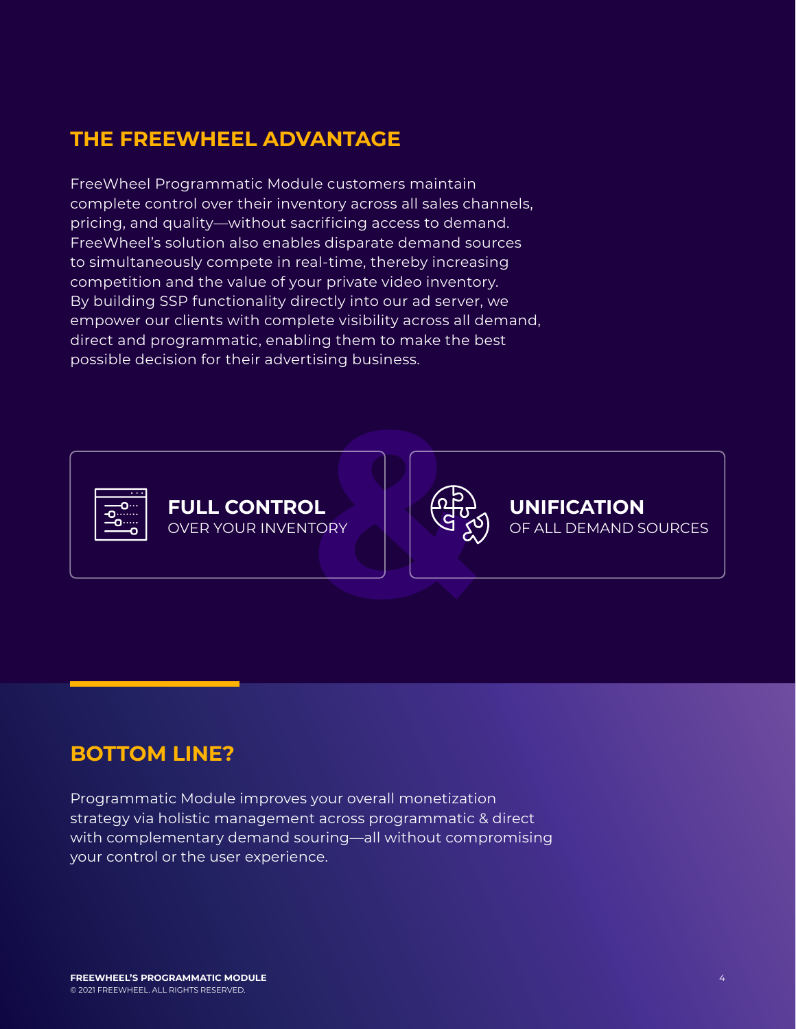## THE FREEWHEEL ADVANTAGE

FreeWheel Programmatic Module customers maintain complete control over their inventory across all sales channels, pricing, and quality—without sacrificing access to demand. FreeWheel's solution also enables disparate demand sources to simultaneously compete in real-time, thereby increasing competition and the value of your private video inventory. By building SSP functionality directly into our ad server, we empower our clients with complete visibility across all demand, direct and programmatic, enabling them to make the best possible decision for their advertising business.

**FULL CONTROL**
OVER YOUR INVENTORY

**UNIFICATION**
OF ALL DEMAND SOURCES

## BOTTOM LINE?

Programmatic Module improves your overall monetization strategy via holistic management across programmatic & direct with complementary demand souring—all without compromising your control or the user experience.